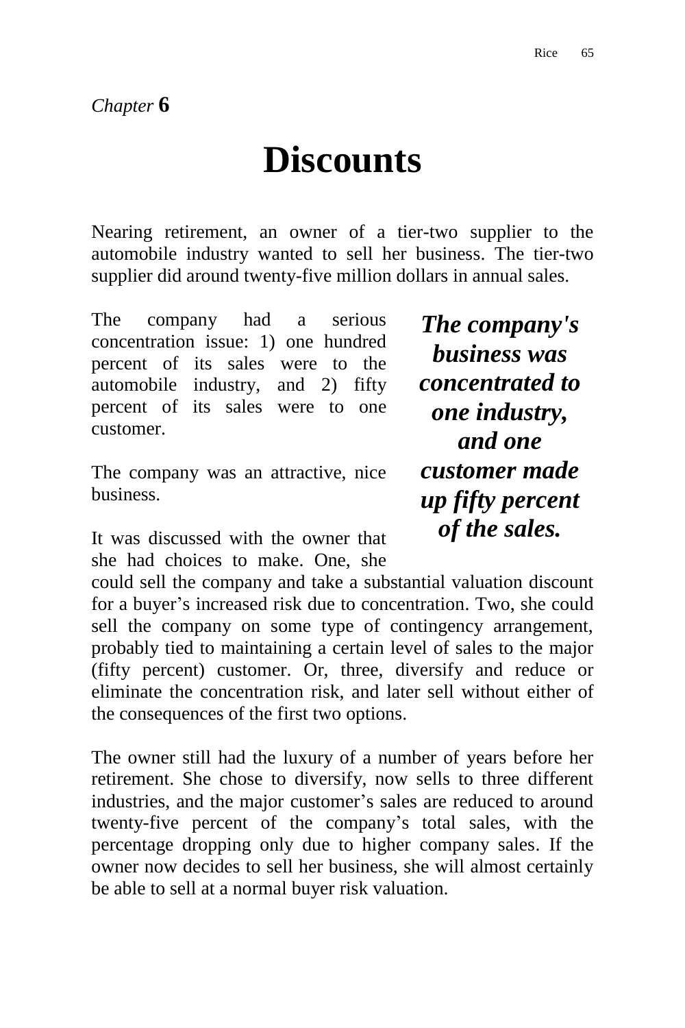*Chapter* **6**

# Discounts

Nearing retirement, an owner of a tier-two supplier to the automobile industry wanted to sell her business. The tier-two supplier did around twenty-five million dollars in annual sales.

The company had a serious concentration issue: 1) one hundred percent of its sales were to the automobile industry, and 2) fifty percent of its sales were to one customer.

***The company's business was concentrated to one industry, and one customer made up fifty percent of the sales.***

The company was an attractive, nice business.

It was discussed with the owner that she had choices to make. One, she could sell the company and take a substantial valuation discount for a buyer's increased risk due to concentration. Two, she could sell the company on some type of contingency arrangement, probably tied to maintaining a certain level of sales to the major (fifty percent) customer. Or, three, diversify and reduce or eliminate the concentration risk, and later sell without either of the consequences of the first two options.

The owner still had the luxury of a number of years before her retirement. She chose to diversify, now sells to three different industries, and the major customer's sales are reduced to around twenty-five percent of the company's total sales, with the percentage dropping only due to higher company sales. If the owner now decides to sell her business, she will almost certainly be able to sell at a normal buyer risk valuation.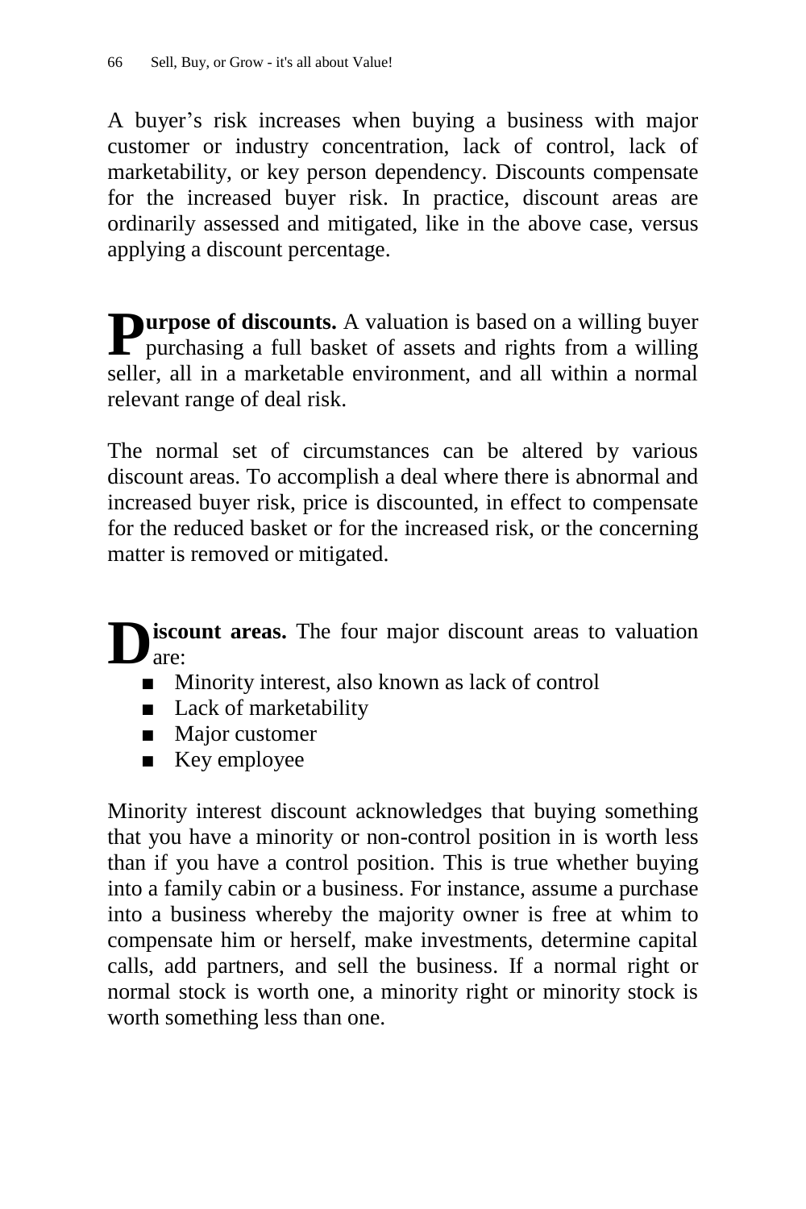A buyer's risk increases when buying a business with major customer or industry concentration, lack of control, lack of marketability, or key person dependency. Discounts compensate for the increased buyer risk. In practice, discount areas are ordinarily assessed and mitigated, like in the above case, versus applying a discount percentage.

**Purpose of discounts.** A valuation is based on a willing buyer purchasing a full basket of assets and rights from a willing seller, all in a marketable environment, and all within a normal relevant range of deal risk.

The normal set of circumstances can be altered by various discount areas. To accomplish a deal where there is abnormal and increased buyer risk, price is discounted, in effect to compensate for the reduced basket or for the increased risk, or the concerning matter is removed or mitigated.

**Discount areas.** The four major discount areas to valuation are:

- Minority interest, also known as lack of control
- Lack of marketability
- Major customer
- Key employee

Minority interest discount acknowledges that buying something that you have a minority or non-control position in is worth less than if you have a control position. This is true whether buying into a family cabin or a business. For instance, assume a purchase into a business whereby the majority owner is free at whim to compensate him or herself, make investments, determine capital calls, add partners, and sell the business. If a normal right or normal stock is worth one, a minority right or minority stock is worth something less than one.